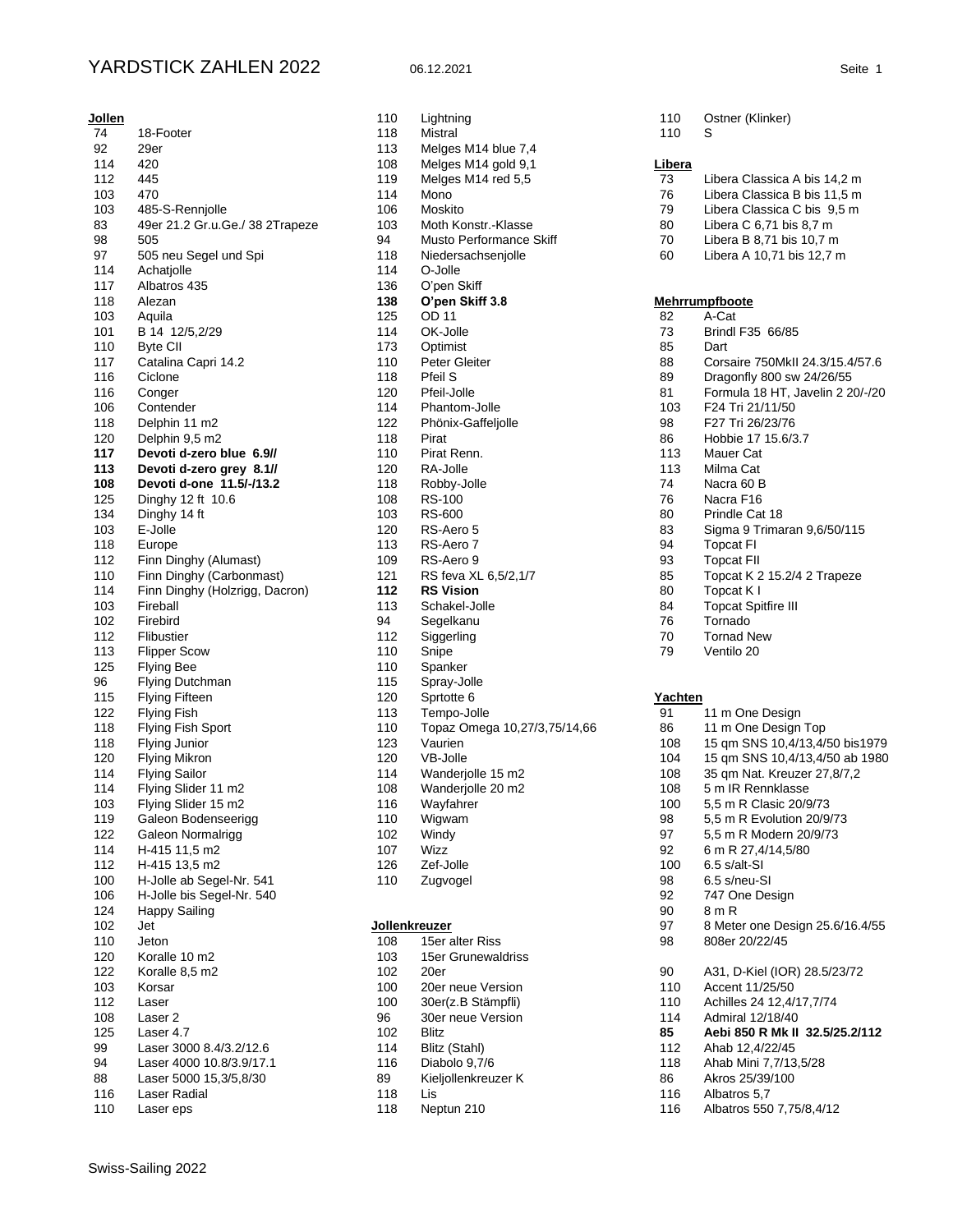# YARDSTICK ZAHLEN 2022

06.12.2021

## Jollen

| Yardstick | Boot |
|---|---|
| 74 | 18-Footer |
| 92 | 29er |
| 114 | 420 |
| 112 | 445 |
| 103 | 470 |
| 103 | 485-S-Rennjolle |
| 83 | 49er 21.2 Gr.u.Ge./ 38 2Trapeze |
| 98 | 505 |
| 97 | 505 neu Segel und Spi |
| 114 | Achatjolle |
| 117 | Albatros 435 |
| 118 | Alezan |
| 103 | Aquila |
| 101 | B 14 12/5,2/29 |
| 110 | Byte CII |
| 117 | Catalina Capri 14.2 |
| 116 | Ciclone |
| 116 | Conger |
| 106 | Contender |
| 118 | Delphin 11 m2 |
| 120 | Delphin 9,5 m2 |
| **117** | **Devoti d-zero blue 6.9//** |
| **113** | **Devoti d-zero grey 8.1//** |
| **108** | **Devoti d-one 11.5/-/13.2** |
| 125 | Dinghy 12 ft 10.6 |
| 134 | Dinghy 14 ft |
| 103 | E-Jolle |
| 118 | Europe |
| 112 | Finn Dinghy (Alumast) |
| 110 | Finn Dinghy (Carbonmast) |
| 114 | Finn Dinghy (Holzrigg, Dacron) |
| 103 | Fireball |
| 102 | Firebird |
| 112 | Flibustier |
| 113 | Flipper Scow |
| 125 | Flying Bee |
| 96 | Flying Dutchman |
| 115 | Flying Fifteen |
| 122 | Flying Fish |
| 118 | Flying Fish Sport |
| 118 | Flying Junior |
| 120 | Flying Mikron |
| 114 | Flying Sailor |
| 114 | Flying Slider 11 m2 |
| 103 | Flying Slider 15 m2 |
| 119 | Galeon Bodenseerigg |
| 122 | Galeon Normalrigg |
| 114 | H-415 11,5 m2 |
| 112 | H-415 13,5 m2 |
| 100 | H-Jolle ab Segel-Nr. 541 |
| 106 | H-Jolle bis Segel-Nr. 540 |
| 124 | Happy Sailing |
| 102 | Jet |
| 110 | Jeton |
| 120 | Koralle 10 m2 |
| 122 | Koralle 8,5 m2 |
| 103 | Korsar |
| 112 | Laser |
| 108 | Laser 2 |
| 125 | Laser 4.7 |
| 99 | Laser 3000 8.4/3.2/12.6 |
| 94 | Laser 4000 10.8/3.9/17.1 |
| 88 | Laser 5000 15,3/5,8/30 |
| 116 | Laser Radial |
| 110 | Laser eps |
| 110 | Lightning |
| 118 | Mistral |
| 113 | Melges M14 blue 7,4 |
| 108 | Melges M14 gold 9,1 |
| 119 | Melges M14 red 5,5 |
| 114 | Mono |
| 106 | Moskito |
| 103 | Moth Konstr.-Klasse |
| 94 | Musto Performance Skiff |
| 118 | Niedersachsenjolle |
| 114 | O-Jolle |
| 136 | O'pen Skiff |
| **138** | **O'pen Skiff 3.8** |
| 125 | OD 11 |
| 114 | OK-Jolle |
| 173 | Optimist |
| 110 | Peter Gleiter |
| 118 | Pfeil S |
| 120 | Pfeil-Jolle |
| 114 | Phantom-Jolle |
| 122 | Phönix-Gaffeljolle |
| 118 | Pirat |
| 110 | Pirat Renn. |
| 120 | RA-Jolle |
| 118 | Robby-Jolle |
| 108 | RS-100 |
| 103 | RS-600 |
| 120 | RS-Aero 5 |
| 113 | RS-Aero 7 |
| 109 | RS-Aero 9 |
| 121 | RS feva XL 6,5/2,1/7 |
| **112** | **RS Vision** |
| 113 | Schakel-Jolle |
| 94 | Segelkanu |
| 112 | Siggerling |
| 110 | Snipe |
| 110 | Spanker |
| 115 | Spray-Jolle |
| 120 | Sprtotte 6 |
| 113 | Tempo-Jolle |
| 110 | Topaz Omega 10,27/3,75/14,66 |
| 123 | Vaurien |
| 120 | VB-Jolle |
| 114 | Wanderjolle 15 m2 |
| 108 | Wanderjolle 20 m2 |
| 116 | Wayfahrer |
| 110 | Wigwam |
| 102 | Windy |
| 107 | Wizz |
| 126 | Zef-Jolle |
| 110 | Zugvogel |

## Jollenkreuzer

| Yardstick | Boot |
|---|---|
| 108 | 15er alter Riss |
| 103 | 15er Grunewaldriss |
| 102 | 20er |
| 100 | 20er neue Version |
| 100 | 30er(z.B Stämpfli) |
| 96 | 30er neue Version |
| 102 | Blitz |
| 114 | Blitz (Stahl) |
| 116 | Diabolo 9,7/6 |
| 89 | Kieljollenkreuzer K |
| 118 | Lis |
| 118 | Neptun 210 |
| 110 | Ostner (Klinker) |
| 110 | S |

## Libera

| Yardstick | Boot |
|---|---|
| 73 | Libera Classica A bis 14,2 m |
| 76 | Libera Classica B bis 11,5 m |
| 79 | Libera Classica C bis 9,5 m |
| 80 | Libera C 6,71 bis 8,7 m |
| 70 | Libera B 8,71 bis 10,7 m |
| 60 | Libera A 10,71 bis 12,7 m |

## Mehrrumpfboote

| Yardstick | Boot |
|---|---|
| 82 | A-Cat |
| 73 | Brindl F35 66/85 |
| 85 | Dart |
| 88 | Corsaire 750MkII 24.3/15.4/57.6 |
| 89 | Dragonfly 800 sw 24/26/55 |
| 81 | Formula 18 HT, Javelin 2 20/-/20 |
| 103 | F24 Tri 21/11/50 |
| 98 | F27 Tri 26/23/76 |
| 86 | Hobbie 17 15.6/3.7 |
| 113 | Mauer Cat |
| 113 | Milma Cat |
| 74 | Nacra 60 B |
| 76 | Nacra F16 |
| 80 | Prindle Cat 18 |
| 83 | Sigma 9 Trimaran 9,6/50/115 |
| 94 | Topcat FI |
| 93 | Topcat FII |
| 85 | Topcat K 2 15.2/4 2 Trapeze |
| 80 | Topcat K I |
| 84 | Topcat Spitfire III |
| 76 | Tornado |
| 70 | Tornad New |
| 79 | Ventilo 20 |

## Yachten

| Yardstick | Boot |
|---|---|
| 91 | 11 m One Design |
| 86 | 11 m One Design Top |
| 108 | 15 qm SNS 10,4/13,4/50 bis1979 |
| 104 | 15 qm SNS 10,4/13,4/50 ab 1980 |
| 108 | 35 qm Nat. Kreuzer 27,8/7,2 |
| 108 | 5 m IR Rennklasse |
| 100 | 5,5 m R Clasic 20/9/73 |
| 98 | 5,5 m R Evolution 20/9/73 |
| 97 | 5,5 m R Modern 20/9/73 |
| 92 | 6 m R 27,4/14,5/80 |
| 100 | 6.5 s/alt-SI |
| 98 | 6.5 s/neu-SI |
| 92 | 747 One Design |
| 90 | 8 m R |
| 97 | 8 Meter one Design 25.6/16.4/55 |
| 98 | 808er 20/22/45 |
| 90 | A31, D-Kiel (IOR) 28.5/23/72 |
| 110 | Accent 11/25/50 |
| 110 | Achilles 24 12,4/17,7/74 |
| 114 | Admiral 12/18/40 |
| **85** | **Aebi 850 R Mk II 32.5/25.2/112** |
| 112 | Ahab 12,4/22/45 |
| 118 | Ahab Mini 7,7/13,5/28 |
| 86 | Akros 25/39/100 |
| 116 | Albatros 5,7 |
| 116 | Albatros 550 7,75/8,4/12 |

Swiss-Sailing 2022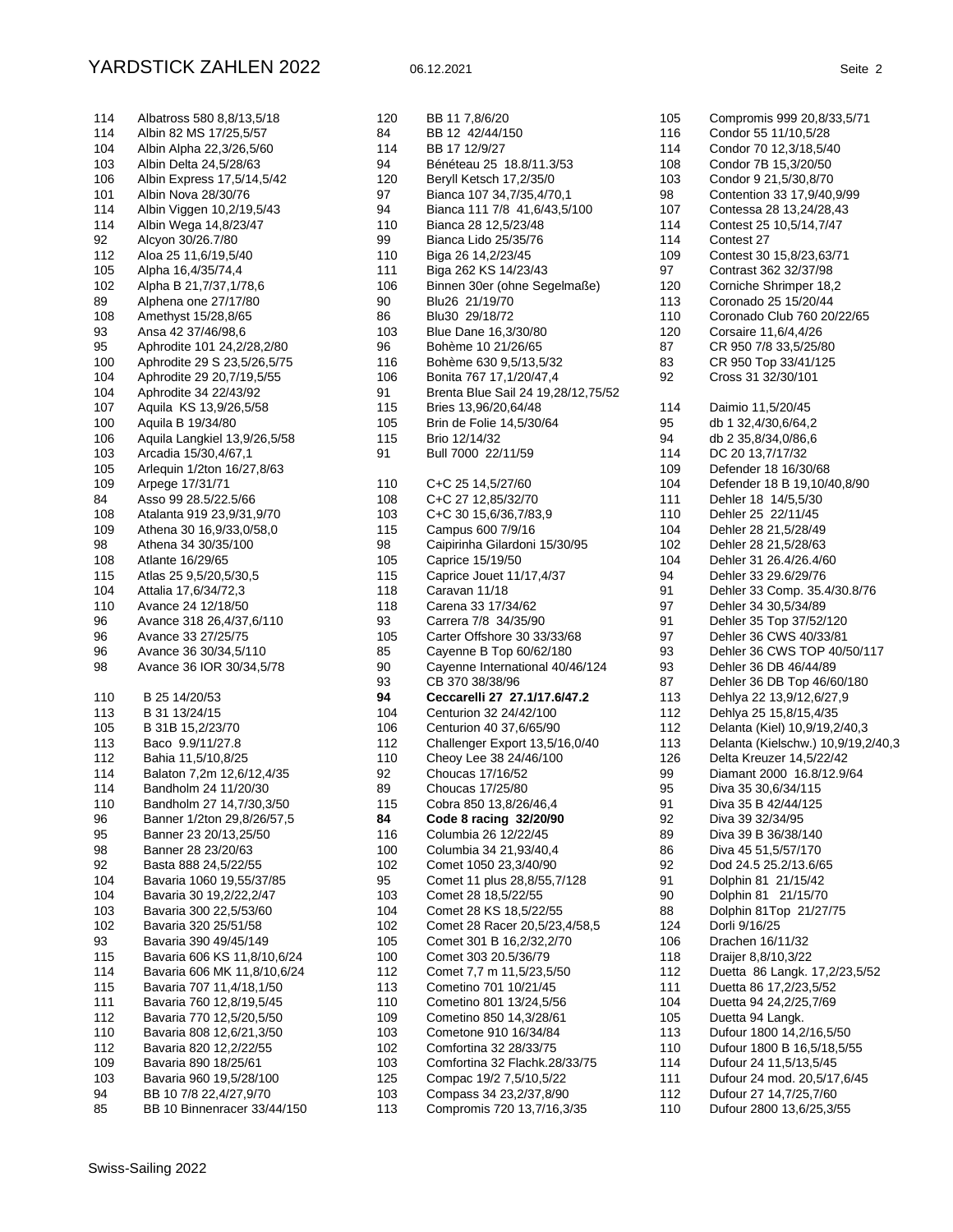| Yardstick | Bootstyp |
|---|---|
| 114 | Albatross 580 8,8/13,5/18 |
| 114 | Albin 82 MS 17/25,5/57 |
| 104 | Albin Alpha 22,3/26,5/60 |
| 103 | Albin Delta 24,5/28/63 |
| 106 | Albin Express 17,5/14,5/42 |
| 101 | Albin Nova 28/30/76 |
| 114 | Albin Viggen 10,2/19,5/43 |
| 114 | Albin Wega 14,8/23/47 |
| 92 | Alcyon 30/26.7/80 |
| 112 | Aloa 25 11,6/19,5/40 |
| 105 | Alpha 16,4/35/74,4 |
| 102 | Alpha B 21,7/37,1/78,6 |
| 89 | Alphena one 27/17/80 |
| 108 | Amethyst 15/28,8/65 |
| 93 | Ansa 42 37/46/98,6 |
| 95 | Aphrodite 101 24,2/28,2/80 |
| 100 | Aphrodite 29 S 23,5/26,5/75 |
| 104 | Aphrodite 29 20,7/19,5/55 |
| 104 | Aphrodite 34 22/43/92 |
| 107 | Aquila KS 13,9/26,5/58 |
| 100 | Aquila B 19/34/80 |
| 106 | Aquila Langkiel 13,9/26,5/58 |
| 103 | Arcadia 15/30,4/67,1 |
| 105 | Arlequin 1/2ton 16/27,8/63 |
| 109 | Arpege 17/31/71 |
| 84 | Asso 99 28.5/22.5/66 |
| 108 | Atalanta 919 23,9/31,9/70 |
| 109 | Athena 30 16,9/33,0/58,0 |
| 98 | Athena 34 30/35/100 |
| 108 | Atlante 16/29/65 |
| 115 | Atlas 25 9,5/20,5/30,5 |
| 104 | Attalia 17,6/34/72,3 |
| 110 | Avance 24 12/18/50 |
| 96 | Avance 318 26,4/37,6/110 |
| 96 | Avance 33 27/25/75 |
| 96 | Avance 36 30/34,5/110 |
| 98 | Avance 36 IOR 30/34,5/78 |
| 110 | B 25 14/20/53 |
| 113 | B 31 13/24/15 |
| 105 | B 31B 15,2/23/70 |
| 113 | Baco 9.9/11/27.8 |
| 112 | Bahia 11,5/10,8/25 |
| 114 | Balaton 7,2m 12,6/12,4/35 |
| 114 | Bandholm 24 11/20/30 |
| 110 | Bandholm 27 14,7/30,3/50 |
| 96 | Banner 1/2ton 29,8/26/57,5 |
| 95 | Banner 23 20/13,25/50 |
| 98 | Banner 28 23/20/63 |
| 92 | Basta 888 24,5/22/55 |
| 104 | Bavaria 1060 19,55/37/85 |
| 104 | Bavaria 30 19,2/22,2/47 |
| 103 | Bavaria 300 22,5/53/60 |
| 102 | Bavaria 320 25/51/58 |
| 93 | Bavaria 390 49/45/149 |
| 115 | Bavaria 606 KS 11,8/10,6/24 |
| 114 | Bavaria 606 MK 11,8/10,6/24 |
| 115 | Bavaria 707 11,4/18,1/50 |
| 111 | Bavaria 760 12,8/19,5/45 |
| 112 | Bavaria 770 12,5/20,5/50 |
| 110 | Bavaria 808 12,6/21,3/50 |
| 112 | Bavaria 820 12,2/22/55 |
| 109 | Bavaria 890 18/25/61 |
| 103 | Bavaria 960 19,5/28/100 |
| 94 | BB 10 7/8 22,4/27,9/70 |
| 85 | BB 10 Binnenracer 33/44/150 |
| 120 | BB 11 7,8/6/20 |
| 84 | BB 12 42/44/150 |
| 114 | BB 17 12/9/27 |
| 94 | Bénéteau 25 18.8/11.3/53 |
| 120 | Beryll Ketsch 17,2/35/0 |
| 97 | Bianca 107 34,7/35,4/70,1 |
| 94 | Bianca 111 7/8 41,6/43,5/100 |
| 110 | Bianca 28 12,5/23/48 |
| 99 | Bianca Lido 25/35/76 |
| 110 | Biga 26 14,2/23/45 |
| 111 | Biga 262 KS 14/23/43 |
| 106 | Binnen 30er (ohne Segelmaße) |
| 90 | Blu26 21/19/70 |
| 86 | Blu30 29/18/72 |
| 103 | Blue Dane 16,3/30/80 |
| 96 | Bohème 10 21/26/65 |
| 116 | Bohème 630 9,5/13,5/32 |
| 106 | Bonita 767 17,1/20/47,4 |
| 91 | Brenta Blue Sail 24 19,28/12,75/52 |
| 115 | Bries 13,96/20,64/48 |
| 105 | Brin de Folie 14,5/30/64 |
| 115 | Brio 12/14/32 |
| 91 | Bull 7000 22/11/59 |
| 110 | C+C 25 14,5/27/60 |
| 108 | C+C 27 12,85/32/70 |
| 103 | C+C 30 15,6/36,7/83,9 |
| 115 | Campus 600 7/9/16 |
| 98 | Caipirinha Gilardoni 15/30/95 |
| 105 | Caprice 15/19/50 |
| 115 | Caprice Jouet 11/17,4/37 |
| 118 | Caravan 11/18 |
| 118 | Carena 33 17/34/62 |
| 93 | Carrera 7/8 34/35/90 |
| 105 | Carter Offshore 30 33/33/68 |
| 85 | Cayenne B Top 60/62/180 |
| 90 | Cayenne International 40/46/124 |
| 93 | CB 370 38/38/96 |
| **94** | **Ceccarelli 27 37.1/17.6/47.2** |
| 104 | Centurion 32 24/42/100 |
| 106 | Centurion 40 37,6/65/90 |
| 112 | Challenger Export 13,5/16,0/40 |
| 110 | Cheoy Lee 38 24/46/100 |
| 92 | Choucas 17/16/52 |
| 89 | Choucas 17/25/80 |
| 115 | Cobra 850 13,8/26/46,4 |
| **84** | **Code 8 racing 32/20/90** |
| 116 | Columbia 26 12/22/45 |
| 100 | Columbia 34 21,93/40,4 |
| 102 | Comet 1050 23,3/40/90 |
| 95 | Comet 11 plus 28,8/55,7/128 |
| 103 | Comet 28 18,5/22/55 |
| 104 | Comet 28 KS 18,5/22/55 |
| 102 | Comet 28 Racer 20,5/23,4/58,5 |
| 105 | Comet 301 B 16,2/32,2/70 |
| 100 | Comet 303 20.5/36/79 |
| 112 | Comet 7,7 m 11,5/23,5/50 |
| 113 | Cometino 701 10/21/45 |
| 110 | Cometino 801 13/24,5/56 |
| 109 | Cometino 850 14,3/28/61 |
| 103 | Cometone 910 16/34/84 |
| 102 | Comfortina 32 28/33/75 |
| 103 | Comfortina 32 Flachk.28/33/75 |
| 125 | Compac 19/2 7,5/10,5/22 |
| 103 | Compass 34 23,2/37,8/90 |
| 113 | Compromis 720 13,7/16,3/35 |
| 105 | Compromis 999 20,8/33,5/71 |
| 116 | Condor 55 11/10,5/28 |
| 114 | Condor 70 12,3/18,5/40 |
| 108 | Condor 7B 15,3/20/50 |
| 103 | Condor 9 21,5/30,8/70 |
| 98 | Contention 33 17,9/40,9/99 |
| 107 | Contessa 28 13,24/28,43 |
| 114 | Contest 25 10,5/14,7/47 |
| 114 | Contest 27 |
| 109 | Contest 30 15,8/23,63/71 |
| 97 | Contrast 362 32/37/98 |
| 120 | Corniche Shrimper 18,2 |
| 113 | Coronado 25 15/20/44 |
| 110 | Coronado Club 760 20/22/65 |
| 120 | Corsaire 11,6/4,4/26 |
| 87 | CR 950 7/8 33,5/25/80 |
| 83 | CR 950 Top 33/41/125 |
| 92 | Cross 31 32/30/101 |
| 114 | Daimio 11,5/20/45 |
| 95 | db 1 32,4/30,6/64,2 |
| 94 | db 2 35,8/34,0/86,6 |
| 114 | DC 20 13,7/17/32 |
| 109 | Defender 18 16/30/68 |
| 104 | Defender 18 B 19,10/40,8/90 |
| 111 | Dehler 18 14/5,5/30 |
| 110 | Dehler 25 22/11/45 |
| 104 | Dehler 28 21,5/28/49 |
| 102 | Dehler 28 21,5/28/63 |
| 104 | Dehler 31 26.4/26.4/60 |
| 94 | Dehler 33 29.6/29/76 |
| 91 | Dehler 33 Comp. 35.4/30.8/76 |
| 97 | Dehler 34 30,5/34/89 |
| 91 | Dehler 35 Top 37/52/120 |
| 97 | Dehler 36 CWS 40/33/81 |
| 93 | Dehler 36 CWS TOP 40/50/117 |
| 93 | Dehler 36 DB 46/44/89 |
| 87 | Dehler 36 DB Top 46/60/180 |
| 113 | Dehlya 22 13,9/12,6/27,9 |
| 112 | Dehlya 25 15,8/15,4/35 |
| 112 | Delanta (Kiel) 10,9/19,2/40,3 |
| 113 | Delanta (Kielschw.) 10,9/19,2/40,3 |
| 126 | Delta Kreuzer 14,5/22/42 |
| 99 | Diamant 2000 16.8/12.9/64 |
| 95 | Diva 35 30,6/34/115 |
| 91 | Diva 35 B 42/44/125 |
| 92 | Diva 39 32/34/95 |
| 89 | Diva 39 B 36/38/140 |
| 86 | Diva 45 51,5/57/170 |
| 92 | Dod 24.5 25.2/13.6/65 |
| 91 | Dolphin 81 21/15/42 |
| 90 | Dolphin 81 21/15/70 |
| 88 | Dolphin 81Top 21/27/75 |
| 124 | Dorli 9/16/25 |
| 106 | Drachen 16/11/32 |
| 118 | Draijer 8,8/10,3/22 |
| 112 | Duetta 86 Langk. 17,2/23,5/52 |
| 111 | Duetta 86 17,2/23,5/52 |
| 104 | Duetta 94 24,2/25,7/69 |
| 105 | Duetta 94 Langk. |
| 113 | Dufour 1800 14,2/16,5/50 |
| 110 | Dufour 1800 B 16,5/18,5/55 |
| 114 | Dufour 24 11,5/13,5/45 |
| 111 | Dufour 24 mod. 20,5/17,6/45 |
| 112 | Dufour 27 14,7/25,7/60 |
| 110 | Dufour 2800 13,6/25,3/55 |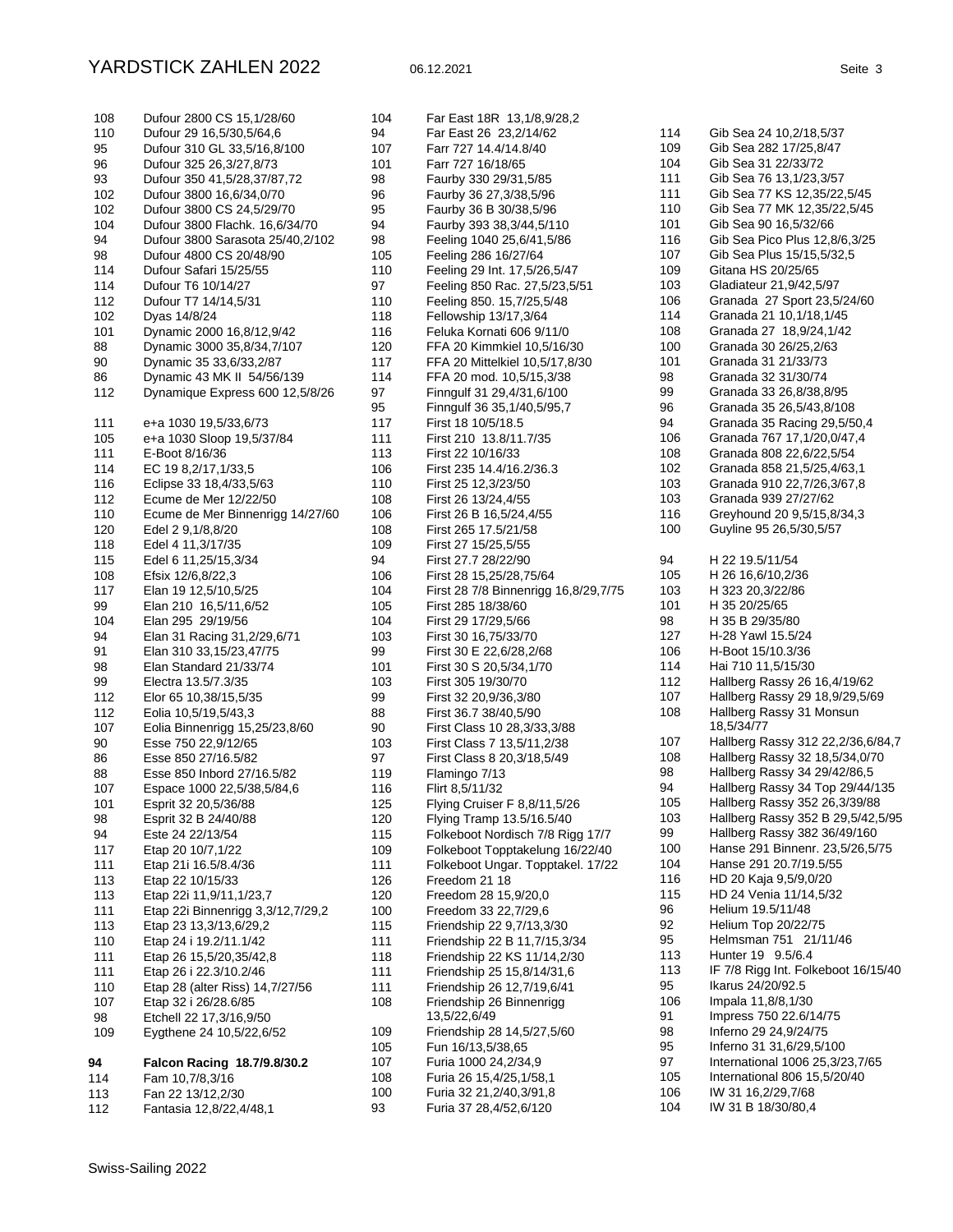| Yardstick | Boot |
|---|---|
| 108 | Dufour 2800 CS 15,1/28/60 |
| 110 | Dufour 29 16,5/30,5/64,6 |
| 95 | Dufour 310 GL 33,5/16,8/100 |
| 96 | Dufour 325 26,3/27,8/73 |
| 93 | Dufour 350 41,5/28,37/87,72 |
| 102 | Dufour 3800 16,6/34,0/70 |
| 102 | Dufour 3800 CS 24,5/29/70 |
| 104 | Dufour 3800 Flachk. 16,6/34/70 |
| 94 | Dufour 3800 Sarasota 25/40,2/102 |
| 98 | Dufour 4800 CS 20/48/90 |
| 114 | Dufour Safari 15/25/55 |
| 114 | Dufour T6 10/14/27 |
| 112 | Dufour T7 14/14,5/31 |
| 102 | Dyas 14/8/24 |
| 101 | Dynamic 2000 16,8/12,9/42 |
| 88 | Dynamic 3000 35,8/34,7/107 |
| 90 | Dynamic 35 33,6/33,2/87 |
| 86 | Dynamic 43 MK II 54/56/139 |
| 112 | Dynamique Express 600 12,5/8/26 |
| | |
| 111 | e+a 1030 19,5/33,6/73 |
| 105 | e+a 1030 Sloop 19,5/37/84 |
| 111 | E-Boot 8/16/36 |
| 114 | EC 19 8,2/17,1/33,5 |
| 116 | Eclipse 33 18,4/33,5/63 |
| 112 | Ecume de Mer 12/22/50 |
| 110 | Ecume de Mer Binnenrigg 14/27/60 |
| 120 | Edel 2 9,1/8,8/20 |
| 118 | Edel 4 11,3/17/35 |
| 115 | Edel 6 11,25/15,3/34 |
| 108 | Efsix 12/6,8/22,3 |
| 117 | Elan 19 12,5/10,5/25 |
| 99 | Elan 210 16,5/11,6/52 |
| 104 | Elan 295 29/19/56 |
| 94 | Elan 31 Racing 31,2/29,6/71 |
| 91 | Elan 310 33,15/23,47/75 |
| 98 | Elan Standard 21/33/74 |
| 99 | Electra 13.5/7.3/35 |
| 112 | Elor 65 10,38/15,5/35 |
| 112 | Eolia 10,5/19,5/43,3 |
| 107 | Eolia Binnenrigg 15,25/23,8/60 |
| 90 | Esse 750 22,9/12/65 |
| 86 | Esse 850 27/16.5/82 |
| 88 | Esse 850 Inbord 27/16.5/82 |
| 107 | Espace 1000 22,5/38,5/84,6 |
| 101 | Esprit 32 20,5/36/88 |
| 98 | Esprit 32 B 24/40/88 |
| 94 | Este 24 22/13/54 |
| 117 | Etap 20 10/7,1/22 |
| 111 | Etap 21i 16.5/8.4/36 |
| 113 | Etap 22 10/15/33 |
| 113 | Etap 22i 11,9/11,1/23,7 |
| 111 | Etap 22i Binnenrigg 3,3/12,7/29,2 |
| 113 | Etap 23 13,3/13,6/29,2 |
| 110 | Etap 24 i 19.2/11.1/42 |
| 111 | Etap 26 15,5/20,35/42,8 |
| 111 | Etap 26 i 22.3/10.2/46 |
| 110 | Etap 28 (alter Riss) 14,7/27/56 |
| 107 | Etap 32 i 26/28.6/85 |
| 98 | Etchell 22 17,3/16,9/50 |
| 109 | Eygthene 24 10,5/22,6/52 |
| | |
| **94** | **Falcon Racing 18.7/9.8/30.2** |
| 114 | Fam 10,7/8,3/16 |
| 113 | Fan 22 13/12,2/30 |
| 112 | Fantasia 12,8/22,4/48,1 |
| 104 | Far East 18R 13,1/8,9/28,2 |
| 94 | Far East 26 23,2/14/62 |
| 107 | Farr 727 14.4/14.8/40 |
| 101 | Farr 727 16/18/65 |
| 98 | Faurby 330 29/31,5/85 |
| 96 | Faurby 36 27,3/38,5/96 |
| 95 | Faurby 36 B 30/38,5/96 |
| 94 | Faurby 393 38,3/44,5/110 |
| 98 | Feeling 1040 25,6/41,5/86 |
| 105 | Feeling 286 16/27/64 |
| 110 | Feeling 29 Int. 17,5/26,5/47 |
| 97 | Feeling 850 Rac. 27,5/23,5/51 |
| 110 | Feeling 850. 15,7/25,5/48 |
| 118 | Fellowship 13/17,3/64 |
| 116 | Feluka Kornati 606 9/11/0 |
| 120 | FFA 20 Kimmkiel 10,5/16/30 |
| 117 | FFA 20 Mittelkiel 10,5/17,8/30 |
| 114 | FFA 20 mod. 10,5/15,3/38 |
| 97 | Finngulf 31 29,4/31,6/100 |
| 95 | Finngulf 36 35,1/40,5/95,7 |
| 117 | First 18 10/5/18.5 |
| 111 | First 210 13.8/11.7/35 |
| 113 | First 22 10/16/33 |
| 106 | First 235 14.4/16.2/36.3 |
| 110 | First 25 12,3/23/50 |
| 108 | First 26 13/24,4/55 |
| 106 | First 26 B 16,5/24,4/55 |
| 108 | First 265 17.5/21/58 |
| 109 | First 27 15/25,5/55 |
| 94 | First 27.7 28/22/90 |
| 106 | First 28 15,25/28,75/64 |
| 104 | First 28 7/8 Binnenrigg 16,8/29,7/75 |
| 105 | First 285 18/38/60 |
| 104 | First 29 17/29,5/66 |
| 103 | First 30 16,75/33/70 |
| 99 | First 30 E 22,6/28,2/68 |
| 101 | First 30 S 20,5/34,1/70 |
| 103 | First 305 19/30/70 |
| 99 | First 32 20,9/36,3/80 |
| 88 | First 36.7 38/40,5/90 |
| 90 | First Class 10 28,3/33,3/88 |
| 103 | First Class 7 13,5/11,2/38 |
| 97 | First Class 8 20,3/18,5/49 |
| 119 | Flamingo 7/13 |
| 116 | Flirt 8,5/11/32 |
| 125 | Flying Cruiser F 8,8/11,5/26 |
| 120 | Flying Tramp 13.5/16.5/40 |
| 115 | Folkeboot Nordisch 7/8 Rigg 17/7 |
| 109 | Folkeboot Topptakelung 16/22/40 |
| 111 | Folkeboot Ungar. Topptakel. 17/22 |
| 126 | Freedom 21 18 |
| 120 | Freedom 28 15,9/20,0 |
| 100 | Freedom 33 22,7/29,6 |
| 115 | Friendship 22 9,7/13,3/30 |
| 111 | Friendship 22 B 11,7/15,3/34 |
| 118 | Friendship 22 KS 11/14,2/30 |
| 111 | Friendship 25 15,8/14/31,6 |
| 111 | Friendship 26 12,7/19,6/41 |
| 108 | Friendship 26 Binnenrigg 13,5/22,6/49 |
| 109 | Friendship 28 14,5/27,5/60 |
| 105 | Fun 16/13,5/38,65 |
| 107 | Furia 1000 24,2/34,9 |
| 108 | Furia 26 15,4/25,1/58,1 |
| 100 | Furia 32 21,2/40,3/91,8 |
| 93 | Furia 37 28,4/52,6/120 |
| 114 | Gib Sea 24 10,2/18,5/37 |
| 109 | Gib Sea 282 17/25,8/47 |
| 104 | Gib Sea 31 22/33/72 |
| 111 | Gib Sea 76 13,1/23,3/57 |
| 111 | Gib Sea 77 KS 12,35/22,5/45 |
| 110 | Gib Sea 77 MK 12,35/22,5/45 |
| 101 | Gib Sea 90 16,5/32/66 |
| 116 | Gib Sea Pico Plus 12,8/6,3/25 |
| 107 | Gib Sea Plus 15/15,5/32,5 |
| 109 | Gitana HS 20/25/65 |
| 103 | Gladiateur 21,9/42,5/97 |
| 106 | Granada 27 Sport 23,5/24/60 |
| 114 | Granada 21 10,1/18,1/45 |
| 108 | Granada 27 18,9/24,1/42 |
| 100 | Granada 30 26/25,2/63 |
| 101 | Granada 31 21/33/73 |
| 98 | Granada 32 31/30/74 |
| 99 | Granada 33 26,8/38,8/95 |
| 96 | Granada 35 26,5/43,8/108 |
| 94 | Granada 35 Racing 29,5/50,4 |
| 106 | Granada 767 17,1/20,0/47,4 |
| 108 | Granada 808 22,6/22,5/54 |
| 102 | Granada 858 21,5/25,4/63,1 |
| 103 | Granada 910 22,7/26,3/67,8 |
| 103 | Granada 939 27/27/62 |
| 116 | Greyhound 20 9,5/15,8/34,3 |
| 100 | Guyline 95 26,5/30,5/57 |
| | |
| 94 | H 22 19.5/11/54 |
| 105 | H 26 16,6/10,2/36 |
| 103 | H 323 20,3/22/86 |
| 101 | H 35 20/25/65 |
| 98 | H 35 B 29/35/80 |
| 127 | H-28 Yawl 15.5/24 |
| 106 | H-Boot 15/10.3/36 |
| 114 | Hai 710 11,5/15/30 |
| 112 | Hallberg Rassy 26 16,4/19/62 |
| 107 | Hallberg Rassy 29 18,9/29,5/69 |
| 108 | Hallberg Rassy 31 Monsun 18,5/34/77 |
| 107 | Hallberg Rassy 312 22,2/36,6/84,7 |
| 108 | Hallberg Rassy 32 18,5/34,0/70 |
| 98 | Hallberg Rassy 34 29/42/86,5 |
| 94 | Hallberg Rassy 34 Top 29/44/135 |
| 105 | Hallberg Rassy 352 26,3/39/88 |
| 103 | Hallberg Rassy 352 B 29,5/42,5/95 |
| 99 | Hallberg Rassy 382 36/49/160 |
| 100 | Hanse 291 Binnenr. 23,5/26,5/75 |
| 104 | Hanse 291 20.7/19.5/55 |
| 116 | HD 20 Kaja 9,5/9,0/20 |
| 115 | HD 24 Venia 11/14,5/32 |
| 96 | Helium 19.5/11/48 |
| 92 | Helium Top 20/22/75 |
| 95 | Helmsman 751 21/11/46 |
| 113 | Hunter 19 9.5/6.4 |
| 113 | IF 7/8 Rigg Int. Folkeboot 16/15/40 |
| 95 | Ikarus 24/20/92.5 |
| 106 | Impala 11,8/8,1/30 |
| 91 | Impress 750 22.6/14/75 |
| 98 | Inferno 29 24,9/24/75 |
| 95 | Inferno 31 31,6/29,5/100 |
| 97 | International 1006 25,3/23,7/65 |
| 105 | International 806 15,5/20/40 |
| 106 | IW 31 16,2/29,7/68 |
| 104 | IW 31 B 18/30/80,4 |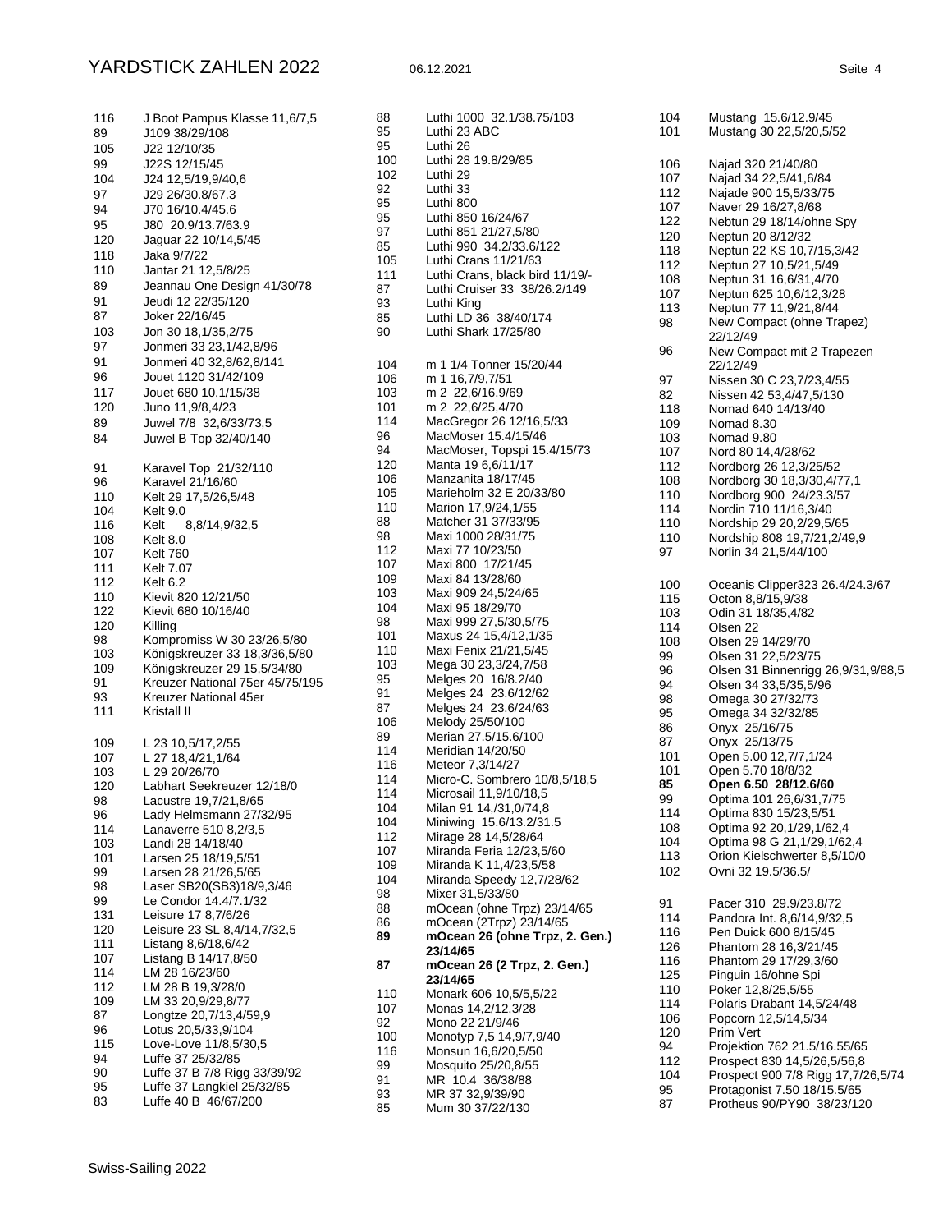| Yardstick | Bootstyp |
|---|---|
| 116 | J Boot Pampus Klasse 11,6/7,5 |
| 89 | J109 38/29/108 |
| 105 | J22 12/10/35 |
| 99 | J22S 12/15/45 |
| 104 | J24 12,5/19,9/40,6 |
| 97 | J29 26/30.8/67.3 |
| 94 | J70 16/10.4/45.6 |
| 95 | J80 20.9/13.7/63.9 |
| 120 | Jaguar 22 10/14,5/45 |
| 118 | Jaka 9/7/22 |
| 110 | Jantar 21 12,5/8/25 |
| 89 | Jeannau One Design 41/30/78 |
| 91 | Jeudi 12 22/35/120 |
| 87 | Joker 22/16/45 |
| 103 | Jon 30 18,1/35,2/75 |
| 97 | Jonmeri 33 23,1/42,8/96 |
| 91 | Jonmeri 40 32,8/62,8/141 |
| 96 | Jouet 1120 31/42/109 |
| 117 | Jouet 680 10,1/15/38 |
| 120 | Juno 11,9/8,4/23 |
| 89 | Juwel 7/8 32,6/33/73,5 |
| 84 | Juwel B Top 32/40/140 |
| 91 | Karavel Top 21/32/110 |
| 96 | Karavel 21/16/60 |
| 110 | Kelt 29 17,5/26,5/48 |
| 104 | Kelt 9.0 |
| 116 | Kelt 8,8/14,9/32,5 |
| 108 | Kelt 8.0 |
| 107 | Kelt 760 |
| 111 | Kelt 7.07 |
| 112 | Kelt 6.2 |
| 110 | Kievit 820 12/21/50 |
| 122 | Kievit 680 10/16/40 |
| 120 | Killing |
| 98 | Kompromiss W 30 23/26,5/80 |
| 103 | Königskreuzer 33 18,3/36,5/80 |
| 109 | Königskreuzer 29 15,5/34/80 |
| 91 | Kreuzer National 75er 45/75/195 |
| 93 | Kreuzer National 45er |
| 111 | Kristall II |
| 109 | L 23 10,5/17,2/55 |
| 107 | L 27 18,4/21,1/64 |
| 103 | L 29 20/26/70 |
| 120 | Labhart Seekreuzer 12/18/0 |
| 98 | Lacustre 19,7/21,8/65 |
| 96 | Lady Helmsmann 27/32/95 |
| 114 | Lanaverre 510 8,2/3,5 |
| 103 | Landi 28 14/18/40 |
| 101 | Larsen 25 18/19,5/51 |
| 99 | Larsen 28 21/26,5/65 |
| 98 | Laser SB20(SB3)18/9,3/46 |
| 99 | Le Condor 14.4/7.1/32 |
| 131 | Leisure 17 8,7/6/26 |
| 120 | Leisure 23 SL 8,4/14,7/32,5 |
| 111 | Listang 8,6/18,6/42 |
| 107 | Listang B 14/17,8/50 |
| 114 | LM 28 16/23/60 |
| 112 | LM 28 B 19,3/28/0 |
| 109 | LM 33 20,9/29,8/77 |
| 87 | Longtze 20,7/13,4/59,9 |
| 96 | Lotus 20,5/33,9/104 |
| 115 | Love-Love 11/8,5/30,5 |
| 94 | Luffe 37 25/32/85 |
| 90 | Luffe 37 B 7/8 Rigg 33/39/92 |
| 95 | Luffe 37 Langkiel 25/32/85 |
| 83 | Luffe 40 B 46/67/200 |
| 88 | Luthi 1000 32.1/38.75/103 |
| 95 | Luthi 23 ABC |
| 95 | Luthi 26 |
| 100 | Luthi 28 19.8/29/85 |
| 102 | Luthi 29 |
| 92 | Luthi 33 |
| 95 | Luthi 800 |
| 95 | Luthi 850 16/24/67 |
| 97 | Luthi 851 21/27,5/80 |
| 85 | Luthi 990 34.2/33.6/122 |
| 105 | Luthi Crans 11/21/63 |
| 111 | Luthi Crans, black bird 11/19/- |
| 87 | Luthi Cruiser 33 38/26.2/149 |
| 93 | Luthi King |
| 85 | Luthi LD 36 38/40/174 |
| 90 | Luthi Shark 17/25/80 |
| 104 | m 1 1/4 Tonner 15/20/44 |
| 106 | m 1 16,7/9,7/51 |
| 103 | m 2 22,6/16.9/69 |
| 101 | m 2 22,6/25,4/70 |
| 114 | MacGregor 26 12/16,5/33 |
| 96 | MacMoser 15.4/15/46 |
| 94 | MacMoser, Topspi 15.4/15/73 |
| 120 | Manta 19 6,6/11/17 |
| 106 | Manzanita 18/17/45 |
| 105 | Marieholm 32 E 20/33/80 |
| 110 | Marion 17,9/24,1/55 |
| 88 | Matcher 31 37/33/95 |
| 98 | Maxi 1000 28/31/75 |
| 112 | Maxi 77 10/23/50 |
| 107 | Maxi 800 17/21/45 |
| 109 | Maxi 84 13/28/60 |
| 103 | Maxi 909 24,5/24/65 |
| 104 | Maxi 95 18/29/70 |
| 98 | Maxi 999 27,5/30,5/75 |
| 101 | Maxus 24 15,4/12,1/35 |
| 110 | Maxi Fenix 21/21,5/45 |
| 103 | Mega 30 23,3/24,7/58 |
| 95 | Melges 20 16/8.2/40 |
| 91 | Melges 24 23.6/12/62 |
| 87 | Melges 24 23.6/24/63 |
| 106 | Melody 25/50/100 |
| 89 | Merian 27.5/15.6/100 |
| 114 | Meridian 14/20/50 |
| 116 | Meteor 7,3/14/27 |
| 114 | Micro-C. Sombrero 10/8,5/18,5 |
| 114 | Microsail 11,9/10/18,5 |
| 104 | Milan 91 14,/31,0/74,8 |
| 104 | Miniwing 15.6/13.2/31.5 |
| 112 | Mirage 28 14,5/28/64 |
| 107 | Miranda Feria 12/23,5/60 |
| 109 | Miranda K 11,4/23,5/58 |
| 104 | Miranda Speedy 12,7/28/62 |
| 98 | Mixer 31,5/33/80 |
| 88 | mOcean (ohne Trpz) 23/14/65 |
| 86 | mOcean (2Trpz) 23/14/65 |
| **89** | **mOcean 26 (ohne Trpz, 2. Gen.) 23/14/65** |
| **87** | **mOcean 26 (2 Trpz, 2. Gen.) 23/14/65** |
| 110 | Monark 606 10,5/5,5/22 |
| 107 | Monas 14,2/12,3/28 |
| 92 | Mono 22 21/9/46 |
| 100 | Monotyp 7,5 14,9/7,9/40 |
| 116 | Monsun 16,6/20,5/50 |
| 99 | Mosquito 25/20,8/55 |
| 91 | MR 10.4 36/38/88 |
| 93 | MR 37 32,9/39/90 |
| 85 | Mum 30 37/22/130 |
| 104 | Mustang 15.6/12.9/45 |
| 101 | Mustang 30 22,5/20,5/52 |
| 106 | Najad 320 21/40/80 |
| 107 | Najad 34 22,5/41,6/84 |
| 112 | Najade 900 15,5/33/75 |
| 107 | Naver 29 16/27,8/68 |
| 122 | Nebtun 29 18/14/ohne Spy |
| 120 | Neptun 20 8/12/32 |
| 118 | Neptun 22 KS 10,7/15,3/42 |
| 112 | Neptun 27 10,5/21,5/49 |
| 108 | Neptun 31 16,6/31,4/70 |
| 107 | Neptun 625 10,6/12,3/28 |
| 113 | Neptun 77 11,9/21,8/44 |
| 98 | New Compact (ohne Trapez) 22/12/49 |
| 96 | New Compact mit 2 Trapezen 22/12/49 |
| 97 | Nissen 30 C 23,7/23,4/55 |
| 82 | Nissen 42 53,4/47,5/130 |
| 118 | Nomad 640 14/13/40 |
| 109 | Nomad 8.30 |
| 103 | Nomad 9.80 |
| 107 | Nord 80 14,4/28/62 |
| 112 | Nordborg 26 12,3/25/52 |
| 108 | Nordborg 30 18,3/30,4/77,1 |
| 110 | Nordborg 900 24/23.3/57 |
| 114 | Nordin 710 11/16,3/40 |
| 110 | Nordship 29 20,2/29,5/65 |
| 110 | Nordship 808 19,7/21,2/49,9 |
| 97 | Norlin 34 21,5/44/100 |
| 100 | Oceanis Clipper323 26.4/24.3/67 |
| 115 | Octon 8,8/15,9/38 |
| 103 | Odin 31 18/35,4/82 |
| 114 | Olsen 22 |
| 108 | Olsen 29 14/29/70 |
| 99 | Olsen 31 22,5/23/75 |
| 96 | Olsen 31 Binnenrigg 26,9/31,9/88,5 |
| 94 | Olsen 34 33,5/35,5/96 |
| 98 | Omega 30 27/32/73 |
| 95 | Omega 34 32/32/85 |
| 86 | Onyx 25/16/75 |
| 87 | Onyx 25/13/75 |
| 101 | Open 5.00 12,7/7,1/24 |
| 101 | Open 5.70 18/8/32 |
| **85** | **Open 6.50 28/12.6/60** |
| 99 | Optima 101 26,6/31,7/75 |
| 114 | Optima 830 15/23,5/51 |
| 108 | Optima 92 20,1/29,1/62,4 |
| 104 | Optima 98 G 21,1/29,1/62,4 |
| 113 | Orion Kielschwerter 8,5/10/0 |
| 102 | Ovni 32 19.5/36.5/ |
| 91 | Pacer 310 29.9/23.8/72 |
| 114 | Pandora Int. 8,6/14,9/32,5 |
| 116 | Pen Duick 600 8/15/45 |
| 126 | Phantom 28 16,3/21/45 |
| 116 | Phantom 29 17/29,3/60 |
| 125 | Pinguin 16/ohne Spi |
| 110 | Poker 12,8/25,5/55 |
| 114 | Polaris Drabant 14,5/24/48 |
| 106 | Popcorn 12,5/14,5/34 |
| 120 | Prim Vert |
| 94 | Projektion 762 21.5/16.55/65 |
| 112 | Prospect 830 14,5/26,5/56,8 |
| 104 | Prospect 900 7/8 Rigg 17,7/26,5/74 |
| 95 | Protagonist 7.50 18/15.5/65 |
| 87 | Protheus 90/PY90 38/23/120 |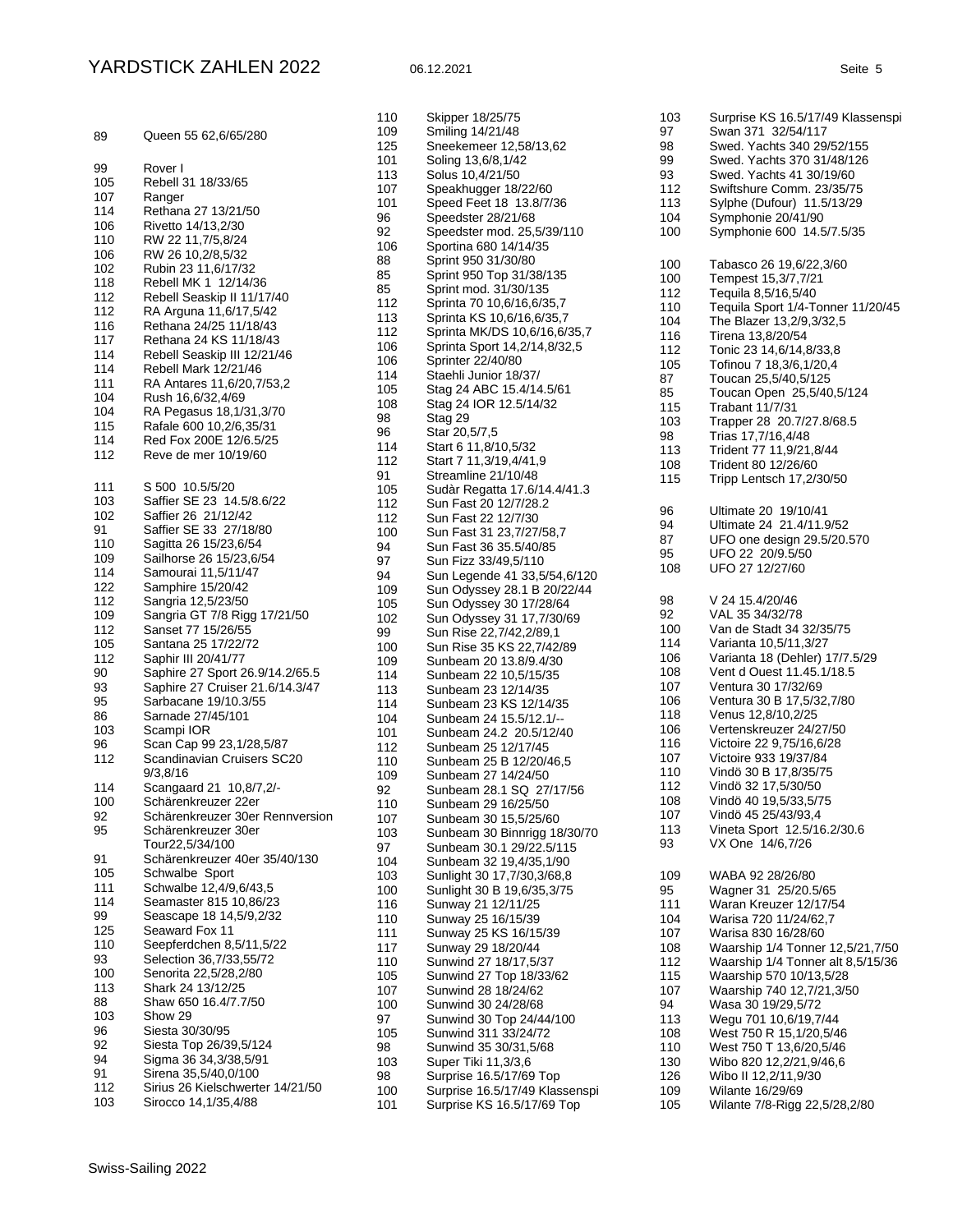| Yardstick | Bootstyp |
|---|---|
| 89 | Queen 55 62,6/65/280 |
| 99 | Rover I |
| 105 | Rebell 31 18/33/65 |
| 107 | Ranger |
| 114 | Rethana 27 13/21/50 |
| 106 | Rivetto 14/13,2/30 |
| 110 | RW 22 11,7/5,8/24 |
| 106 | RW 26 10,2/8,5/32 |
| 102 | Rubin 23 11,6/17/32 |
| 118 | Rebell MK 1 12/14/36 |
| 112 | Rebell Seaskip II 11/17/40 |
| 112 | RA Arguna 11,6/17,5/42 |
| 116 | Rethana 24/25 11/18/43 |
| 117 | Rethana 24 KS 11/18/43 |
| 114 | Rebell Seaskip III 12/21/46 |
| 114 | Rebell Mark 12/21/46 |
| 111 | RA Antares 11,6/20,7/53,2 |
| 104 | Rush 16,6/32,4/69 |
| 104 | RA Pegasus 18,1/31,3/70 |
| 115 | Rafale 600 10,2/6,35/31 |
| 114 | Red Fox 200E 12/6.5/25 |
| 112 | Reve de mer 10/19/60 |
| 111 | S 500 10.5/5/20 |
| 103 | Saffier SE 23 14.5/8.6/22 |
| 102 | Saffier 26 21/12/42 |
| 91 | Saffier SE 33 27/18/80 |
| 110 | Sagitta 26 15/23,6/54 |
| 109 | Sailhorse 26 15/23,6/54 |
| 114 | Samourai 11,5/11/47 |
| 122 | Samphire 15/20/42 |
| 112 | Sangria 12,5/23/50 |
| 109 | Sangria GT 7/8 Rigg 17/21/50 |
| 112 | Sanset 77 15/26/55 |
| 105 | Santana 25 17/22/72 |
| 112 | Saphir III 20/41/77 |
| 90 | Saphire 27 Sport 26.9/14.2/65.5 |
| 93 | Saphire 27 Cruiser 21.6/14.3/47 |
| 95 | Sarbacane 19/10.3/55 |
| 86 | Sarnade 27/45/101 |
| 103 | Scampi IOR |
| 96 | Scan Cap 99 23,1/28,5/87 |
| 112 | Scandinavian Cruisers SC20 9/3,8/16 |
| 114 | Scangaard 21 10,8/7,2/- |
| 100 | Schärenkreuzer 22er |
| 92 | Schärenkreuzer 30er Rennversion |
| 95 | Schärenkreuzer 30er Tour22,5/34/100 |
| 91 | Schärenkreuzer 40er 35/40/130 |
| 105 | Schwalbe Sport |
| 111 | Schwalbe 12,4/9,6/43,5 |
| 114 | Seamaster 815 10,86/23 |
| 99 | Seascape 18 14,5/9,2/32 |
| 125 | Seaward Fox 11 |
| 110 | Seepferdchen 8,5/11,5/22 |
| 93 | Selection 36,7/33,55/72 |
| 100 | Senorita 22,5/28,2/80 |
| 113 | Shark 24 13/12/25 |
| 88 | Shaw 650 16.4/7.7/50 |
| 103 | Show 29 |
| 96 | Siesta 30/30/95 |
| 92 | Siesta Top 26/39,5/124 |
| 94 | Sigma 36 34,3/38,5/91 |
| 91 | Sirena 35,5/40,0/100 |
| 112 | Sirius 26 Kielschwerter 14/21/50 |
| 103 | Sirocco 14,1/35,4/88 |
| 110 | Skipper 18/25/75 |
| 109 | Smiling 14/21/48 |
| 125 | Sneekemeer 12,58/13,62 |
| 101 | Soling 13,6/8,1/42 |
| 113 | Solus 10,4/21/50 |
| 107 | Speakhugger 18/22/60 |
| 101 | Speed Feet 18 13.8/7/36 |
| 96 | Speedster 28/21/68 |
| 92 | Speedster mod. 25,5/39/110 |
| 106 | Sportina 680 14/14/35 |
| 88 | Sprint 950 31/30/80 |
| 85 | Sprint 950 Top 31/38/135 |
| 85 | Sprint mod. 31/30/135 |
| 112 | Sprinta 70 10,6/16,6/35,7 |
| 113 | Sprinta KS 10,6/16,6/35,7 |
| 112 | Sprinta MK/DS 10,6/16,6/35,7 |
| 106 | Sprinta Sport 14,2/14,8/32,5 |
| 106 | Sprinter 22/40/80 |
| 114 | Staehli Junior 18/37/ |
| 105 | Stag 24 ABC 15.4/14.5/61 |
| 108 | Stag 24 IOR 12.5/14/32 |
| 98 | Stag 29 |
| 96 | Star 20,5/7,5 |
| 114 | Start 6 11,8/10,5/32 |
| 112 | Start 7 11,3/19,4/41,9 |
| 91 | Streamline 21/10/48 |
| 105 | Sudàr Regatta 17.6/14.4/41.3 |
| 112 | Sun Fast 20 12/7/28.2 |
| 112 | Sun Fast 22 12/7/30 |
| 100 | Sun Fast 31 23,7/27/58,7 |
| 94 | Sun Fast 36 35.5/40/85 |
| 97 | Sun Fizz 33/49,5/110 |
| 94 | Sun Legende 41 33,5/54,6/120 |
| 109 | Sun Odyssey 28.1 B 20/22/44 |
| 105 | Sun Odyssey 30 17/28/64 |
| 102 | Sun Odyssey 31 17,7/30/69 |
| 99 | Sun Rise 22,7/42,2/89,1 |
| 100 | Sun Rise 35 KS 22,7/42/89 |
| 109 | Sunbeam 20 13.8/9.4/30 |
| 114 | Sunbeam 22 10,5/15/35 |
| 113 | Sunbeam 23 12/14/35 |
| 114 | Sunbeam 23 KS 12/14/35 |
| 104 | Sunbeam 24 15.5/12.1/-- |
| 101 | Sunbeam 24.2 20.5/12/40 |
| 112 | Sunbeam 25 12/17/45 |
| 110 | Sunbeam 25 B 12/20/46,5 |
| 109 | Sunbeam 27 14/24/50 |
| 92 | Sunbeam 28.1 SQ 27/17/56 |
| 110 | Sunbeam 29 16/25/50 |
| 107 | Sunbeam 30 15,5/25/60 |
| 103 | Sunbeam 30 Binnrigg 18/30/70 |
| 97 | Sunbeam 30.1 29/22.5/115 |
| 104 | Sunbeam 32 19,4/35,1/90 |
| 103 | Sunlight 30 17,7/30,3/68,8 |
| 100 | Sunlight 30 B 19,6/35,3/75 |
| 116 | Sunway 21 12/11/25 |
| 110 | Sunway 25 16/15/39 |
| 111 | Sunway 25 KS 16/15/39 |
| 117 | Sunway 29 18/20/44 |
| 110 | Sunwind 27 18/17,5/37 |
| 105 | Sunwind 27 Top 18/33/62 |
| 107 | Sunwind 28 18/24/62 |
| 100 | Sunwind 30 24/28/68 |
| 97 | Sunwind 30 Top 24/44/100 |
| 105 | Sunwind 311 33/24/72 |
| 98 | Sunwind 35 30/31,5/68 |
| 103 | Super Tiki 11,3/3,6 |
| 98 | Surprise 16.5/17/69 Top |
| 100 | Surprise 16.5/17/49 Klassenspi |
| 101 | Surprise KS 16.5/17/69 Top |
| 103 | Surprise KS 16.5/17/49 Klassenspi |
| 97 | Swan 371 32/54/117 |
| 98 | Swed. Yachts 340 29/52/155 |
| 99 | Swed. Yachts 370 31/48/126 |
| 93 | Swed. Yachts 41 30/19/60 |
| 112 | Swiftshure Comm. 23/35/75 |
| 113 | Sylphe (Dufour) 11.5/13/29 |
| 104 | Symphonie 20/41/90 |
| 100 | Symphonie 600 14.5/7.5/35 |
| 100 | Tabasco 26 19,6/22,3/60 |
| 100 | Tempest 15,3/7,7/21 |
| 112 | Tequila 8,5/16,5/40 |
| 110 | Tequila Sport 1/4-Tonner 11/20/45 |
| 104 | The Blazer 13,2/9,3/32,5 |
| 116 | Tirena 13,8/20/54 |
| 112 | Tonic 23 14,6/14,8/33,8 |
| 105 | Tofinou 7 18,3/6,1/20,4 |
| 87 | Toucan 25,5/40,5/125 |
| 85 | Toucan Open 25,5/40,5/124 |
| 115 | Trabant 11/7/31 |
| 103 | Trapper 28 20.7/27.8/68.5 |
| 98 | Trias 17,7/16,4/48 |
| 113 | Trident 77 11,9/21,8/44 |
| 108 | Trident 80 12/26/60 |
| 115 | Tripp Lentsch 17,2/30/50 |
| 96 | Ultimate 20 19/10/41 |
| 94 | Ultimate 24 21.4/11.9/52 |
| 87 | UFO one design 29.5/20.570 |
| 95 | UFO 22 20/9.5/50 |
| 108 | UFO 27 12/27/60 |
| 98 | V 24 15.4/20/46 |
| 92 | VAL 35 34/32/78 |
| 100 | Van de Stadt 34 32/35/75 |
| 114 | Varianta 10,5/11,3/27 |
| 106 | Varianta 18 (Dehler) 17/7.5/29 |
| 108 | Vent d Ouest 11.45.1/18.5 |
| 107 | Ventura 30 17/32/69 |
| 106 | Ventura 30 B 17,5/32,7/80 |
| 118 | Venus 12,8/10,2/25 |
| 106 | Vertenskreuzer 24/27/50 |
| 116 | Victoire 22 9,75/16,6/28 |
| 107 | Victoire 933 19/37/84 |
| 110 | Vindö 30 B 17,8/35/75 |
| 112 | Vindö 32 17,5/30/50 |
| 108 | Vindö 40 19,5/33,5/75 |
| 107 | Vindö 45 25/43/93,4 |
| 113 | Vineta Sport 12.5/16.2/30.6 |
| 93 | VX One 14/6,7/26 |
| 109 | WABA 92 28/26/80 |
| 95 | Wagner 31 25/20.5/65 |
| 111 | Waran Kreuzer 12/17/54 |
| 104 | Warisa 720 11/24/62,7 |
| 107 | Warisa 830 16/28/60 |
| 108 | Waarship 1/4 Tonner 12,5/21,7/50 |
| 112 | Waarship 1/4 Tonner alt 8,5/15/36 |
| 115 | Waarship 570 10/13,5/28 |
| 107 | Waarship 740 12,7/21,3/50 |
| 94 | Wasa 30 19/29,5/72 |
| 113 | Wegu 701 10,6/19,7/44 |
| 108 | West 750 R 15,1/20,5/46 |
| 110 | West 750 T 13,6/20,5/46 |
| 130 | Wibo 820 12,2/21,9/46,6 |
| 126 | Wibo II 12,2/11,9/30 |
| 109 | Wilante 16/29/69 |
| 105 | Wilante 7/8-Rigg 22,5/28,2/80 |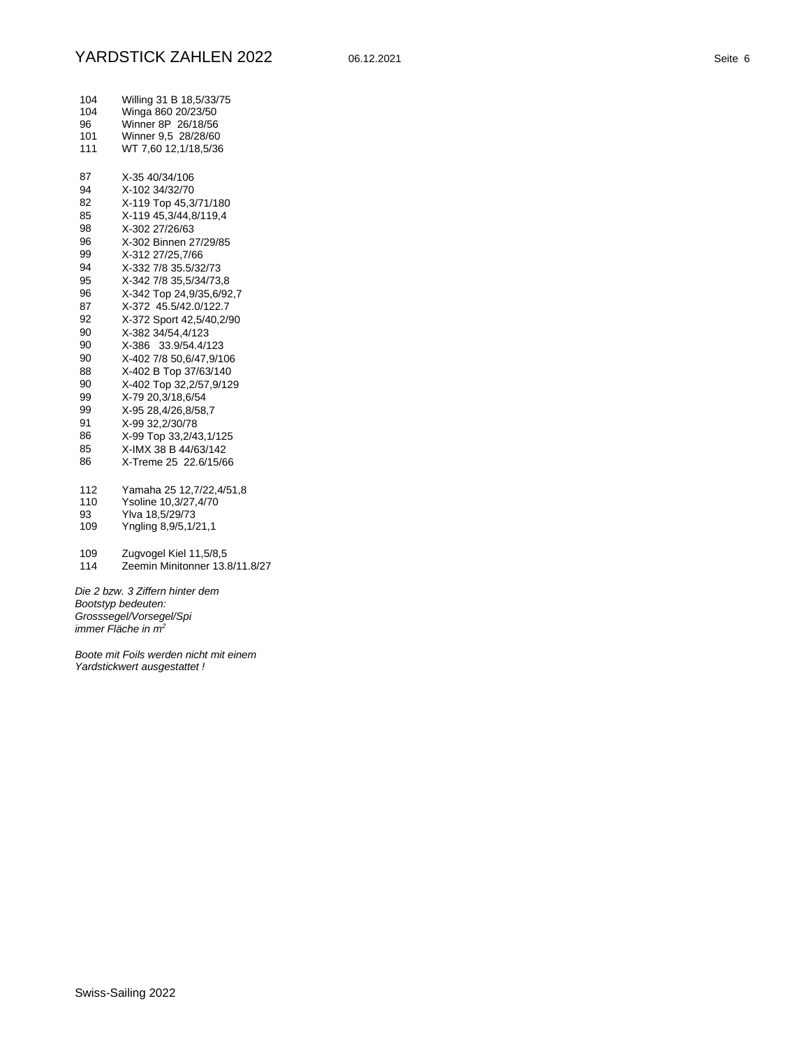| | |
|---|---|
| 104 | Willing 31 B 18,5/33/75 |
| 104 | Winga 860 20/23/50 |
| 96 | Winner 8P 26/18/56 |
| 101 | Winner 9,5 28/28/60 |
| 111 | WT 7,60 12,1/18,5/36 |
| | |
| 87 | X-35 40/34/106 |
| 94 | X-102 34/32/70 |
| 82 | X-119 Top 45,3/71/180 |
| 85 | X-119 45,3/44,8/119,4 |
| 98 | X-302 27/26/63 |
| 96 | X-302 Binnen 27/29/85 |
| 99 | X-312 27/25,7/66 |
| 94 | X-332 7/8 35.5/32/73 |
| 95 | X-342 7/8 35,5/34/73,8 |
| 96 | X-342 Top 24,9/35,6/92,7 |
| 87 | X-372 45.5/42.0/122.7 |
| 92 | X-372 Sport 42,5/40,2/90 |
| 90 | X-382 34/54,4/123 |
| 90 | X-386 33.9/54.4/123 |
| 90 | X-402 7/8 50,6/47,9/106 |
| 88 | X-402 B Top 37/63/140 |
| 90 | X-402 Top 32,2/57,9/129 |
| 99 | X-79 20,3/18,6/54 |
| 99 | X-95 28,4/26,8/58,7 |
| 91 | X-99 32,2/30/78 |
| 86 | X-99 Top 33,2/43,1/125 |
| 85 | X-IMX 38 B 44/63/142 |
| 86 | X-Treme 25 22.6/15/66 |
| | |
| 112 | Yamaha 25 12,7/22,4/51,8 |
| 110 | Ysoline 10,3/27,4/70 |
| 93 | Ylva 18,5/29/73 |
| 109 | Yngling 8,9/5,1/21,1 |
| | |
| 109 | Zugvogel Kiel 11,5/8,5 |
| 114 | Zeemin Minitonner 13.8/11.8/27 |

*Die 2 bzw. 3 Ziffern hinter dem Bootstyp bedeuten: Grosssegel/Vorsegel/Spi immer Fläche in $m^2$*

*Boote mit Foils werden nicht mit einem Yardstickwert ausgestattet !*